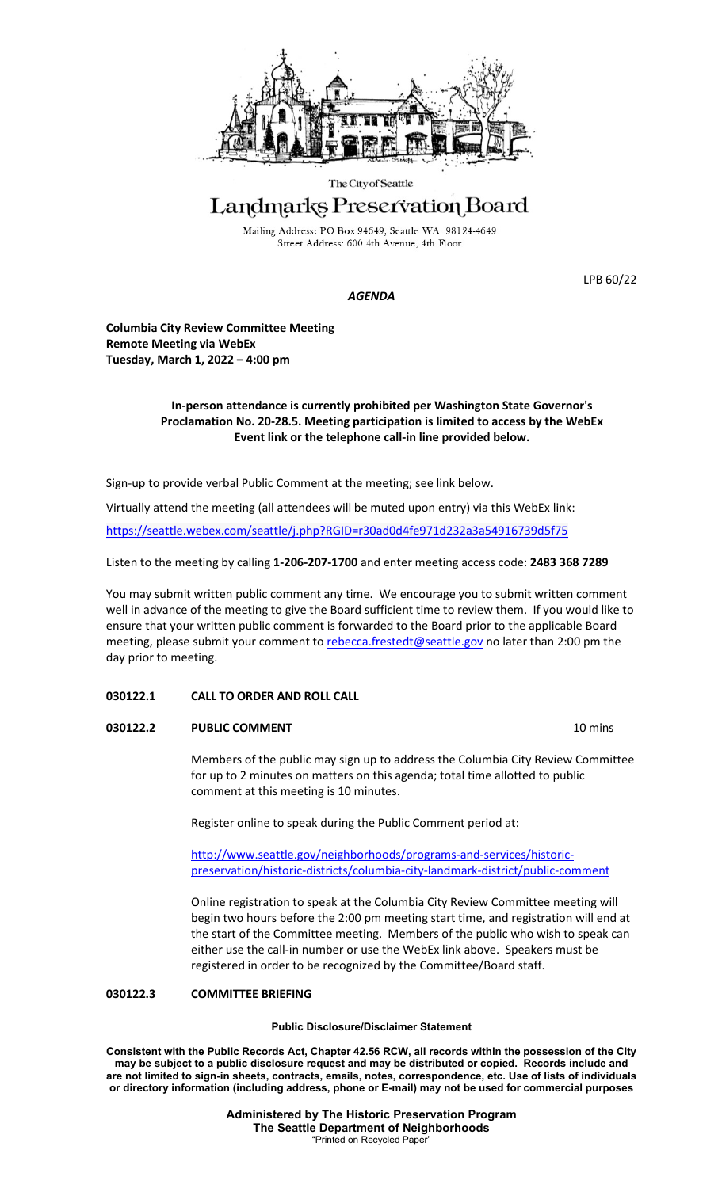The City of Seattle

# Landmarks Preservation Board

Mailing Address: PO Box 94649, Seattle WA 98124-4649
Street Address: 600 4th Avenue, 4th Floor

LPB 60/22

***AGENDA***

**Columbia City Review Committee Meeting**
**Remote Meeting via WebEx**
**Tuesday, March 1, 2022 – 4:00 pm**

**In-person attendance is currently prohibited per Washington State Governor's Proclamation No. 20-28.5. Meeting participation is limited to access by the WebEx Event link or the telephone call-in line provided below.**

Sign-up to provide verbal Public Comment at the meeting; see link below.

Virtually attend the meeting (all attendees will be muted upon entry) via this WebEx link:

https://seattle.webex.com/seattle/j.php?RGID=r30ad0d4fe971d232a3a54916739d5f75

Listen to the meeting by calling **1-206-207-1700** and enter meeting access code: **2483 368 7289**

You may submit written public comment any time. We encourage you to submit written comment well in advance of the meeting to give the Board sufficient time to review them. If you would like to ensure that your written public comment is forwarded to the Board prior to the applicable Board meeting, please submit your comment to rebecca.frestedt@seattle.gov no later than 2:00 pm the day prior to meeting.

**030122.1 CALL TO ORDER AND ROLL CALL**

**030122.2 PUBLIC COMMENT** 10 mins

Members of the public may sign up to address the Columbia City Review Committee for up to 2 minutes on matters on this agenda; total time allotted to public comment at this meeting is 10 minutes.

Register online to speak during the Public Comment period at:

http://www.seattle.gov/neighborhoods/programs-and-services/historic-preservation/historic-districts/columbia-city-landmark-district/public-comment

Online registration to speak at the Columbia City Review Committee meeting will begin two hours before the 2:00 pm meeting start time, and registration will end at the start of the Committee meeting. Members of the public who wish to speak can either use the call-in number or use the WebEx link above. Speakers must be registered in order to be recognized by the Committee/Board staff.

**030122.3 COMMITTEE BRIEFING**

**Public Disclosure/Disclaimer Statement**

**Consistent with the Public Records Act, Chapter 42.56 RCW, all records within the possession of the City may be subject to a public disclosure request and may be distributed or copied. Records include and are not limited to sign-in sheets, contracts, emails, notes, correspondence, etc. Use of lists of individuals or directory information (including address, phone or E-mail) may not be used for commercial purposes**

**Administered by The Historic Preservation Program**
**The Seattle Department of Neighborhoods**
"Printed on Recycled Paper"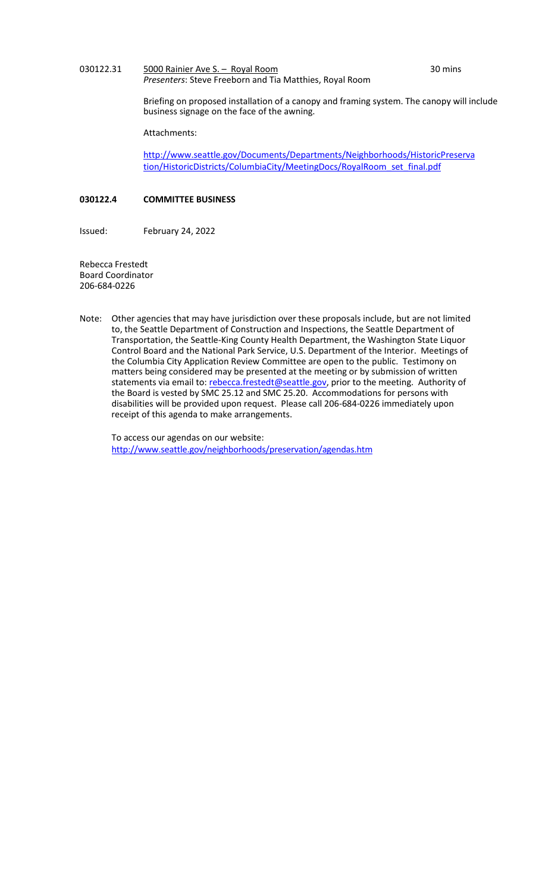030122.31 5000 Rainier Ave S. – Royal Room 30 mins

*Presenters*: Steve Freeborn and Tia Matthies, Royal Room

Briefing on proposed installation of a canopy and framing system. The canopy will include business signage on the face of the awning.

Attachments:

http://www.seattle.gov/Documents/Departments/Neighborhoods/HistoricPreservation/HistoricDistricts/ColumbiaCity/MeetingDocs/RoyalRoom_set_final.pdf

**030122.4 COMMITTEE BUSINESS**

Issued: February 24, 2022

Rebecca Frestedt
Board Coordinator
206-684-0226

Note: Other agencies that may have jurisdiction over these proposals include, but are not limited to, the Seattle Department of Construction and Inspections, the Seattle Department of Transportation, the Seattle-King County Health Department, the Washington State Liquor Control Board and the National Park Service, U.S. Department of the Interior. Meetings of the Columbia City Application Review Committee are open to the public. Testimony on matters being considered may be presented at the meeting or by submission of written statements via email to: rebecca.frestedt@seattle.gov, prior to the meeting. Authority of the Board is vested by SMC 25.12 and SMC 25.20. Accommodations for persons with disabilities will be provided upon request. Please call 206-684-0226 immediately upon receipt of this agenda to make arrangements.

To access our agendas on our website:
http://www.seattle.gov/neighborhoods/preservation/agendas.htm